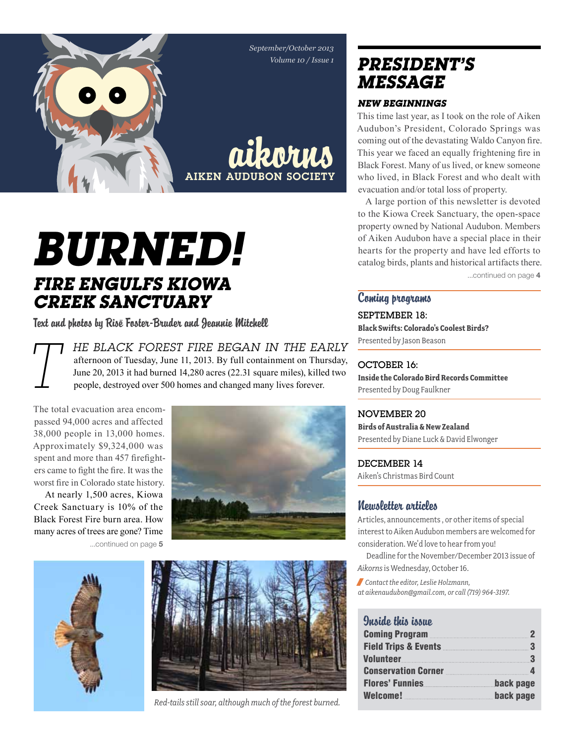September/October 2013
Volume 10 / Issue 1

# aikorns

AIKEN AUDUBON SOCIETY

# BURNED!

## FIRE ENGULFS KIOWA CREEK SANCTUARY

Text and photos by Risë Foster-Bruder and Jeannie Mitchell

THE BLACK FOREST FIRE BEGAN IN THE EARLY afternoon of Tuesday, June 11, 2013. By full containment on Thursday, June 20, 2013 it had burned 14,280 acres (22.31 square miles), killed two people, destroyed over 500 homes and changed many lives forever.

The total evacuation area encompassed 94,000 acres and affected 38,000 people in 13,000 homes. Approximately $9,324,000 was spent and more than 457 firefighters came to fight the fire. It was the worst fire in Colorado state history.

At nearly 1,500 acres, Kiowa Creek Sanctuary is 10% of the Black Forest Fire burn area. How many acres of trees are gone? Time

...continued on page **5**

*Red-tails still soar, although much of the forest burned.*

## PRESIDENT'S MESSAGE

### NEW BEGINNINGS

This time last year, as I took on the role of Aiken Audubon's President, Colorado Springs was coming out of the devastating Waldo Canyon fire. This year we faced an equally frightening fire in Black Forest. Many of us lived, or knew someone who lived, in Black Forest and who dealt with evacuation and/or total loss of property.

A large portion of this newsletter is devoted to the Kiowa Creek Sanctuary, the open-space property owned by National Audubon. Members of Aiken Audubon have a special place in their hearts for the property and have led efforts to catalog birds, plants and historical artifacts there.

...continued on page **4**

## Coming programs

**SEPTEMBER 18:**
**Black Swifts: Colorado's Coolest Birds?**
Presented by Jason Beason

**OCTOBER 16:**
**Inside the Colorado Bird Records Committee**
Presented by Doug Faulkner

**NOVEMBER 20**
**Birds of Australia & New Zealand**
Presented by Diane Luck & David Elwonger

**DECEMBER 14**
Aiken's Christmas Bird Count

## Newsletter articles

Articles, announcements, or other items of special interest to Aiken Audubon members are welcomed for consideration. We'd love to hear from you!

Deadline for the November/December 2013 issue of *Aikorns* is Wednesday, October 16.

*Contact the editor, Leslie Holzmann, at aikenaudubon@gmail.com, or call (719) 964-3197.*

## Inside this issue

| | |
|---|---|
| **Coming Program** | **2** |
| **Field Trips & Events** | **3** |
| **Volunteer** | **3** |
| **Conservation Corner** | **4** |
| **Flores' Funnies** | **back page** |
| **Welcome!** | **back page** |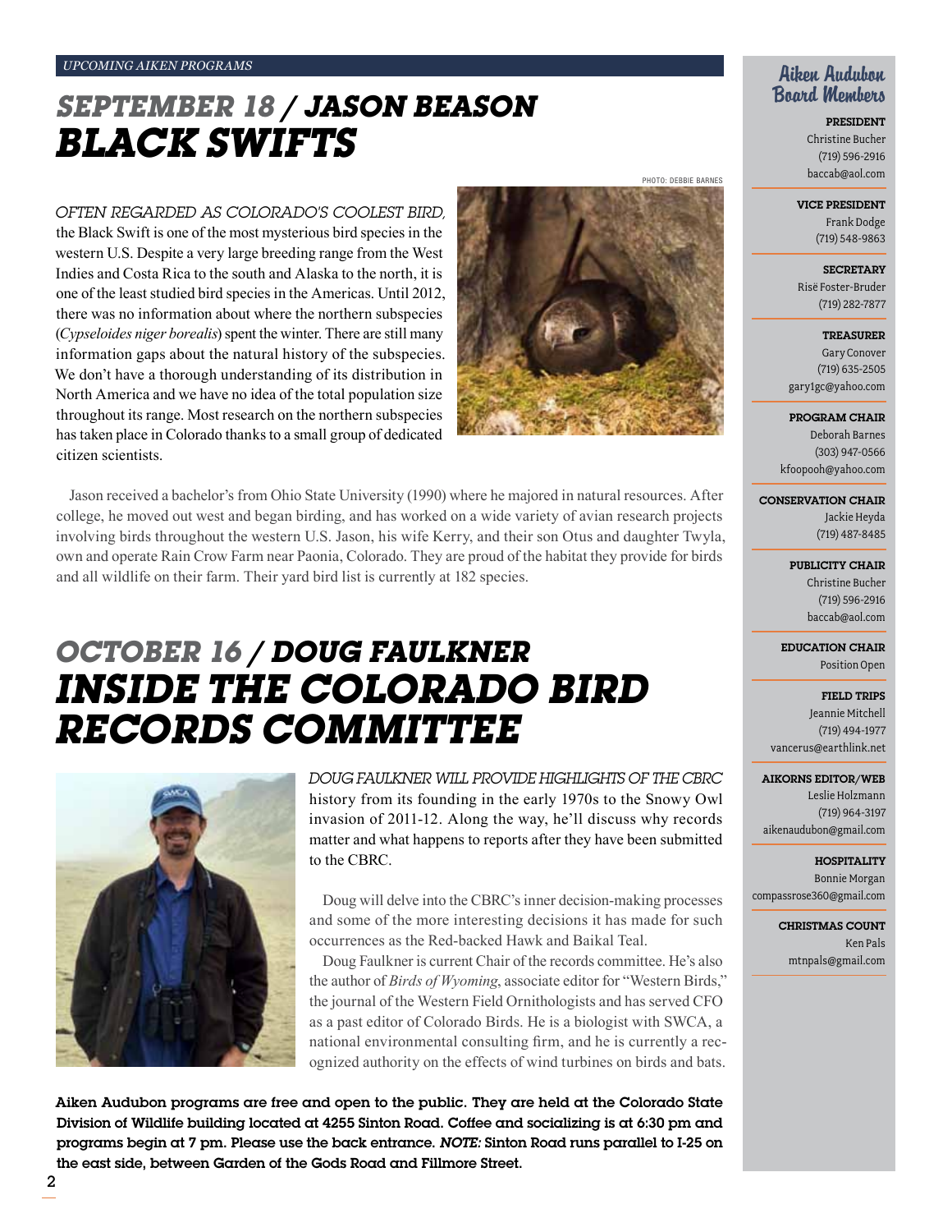*UPCOMING AIKEN PROGRAMS*

# *SEPTEMBER 18 / JASON BEASON*
# *BLACK SWIFTS*

PHOTO: DEBBIE BARNES

*OFTEN REGARDED AS COLORADO'S COOLEST BIRD,* the Black Swift is one of the most mysterious bird species in the western U.S. Despite a very large breeding range from the West Indies and Costa Rica to the south and Alaska to the north, it is one of the least studied bird species in the Americas. Until 2012, there was no information about where the northern subspecies (*Cypseloides niger borealis*) spent the winter. There are still many information gaps about the natural history of the subspecies. We don't have a thorough understanding of its distribution in North America and we have no idea of the total population size throughout its range. Most research on the northern subspecies has taken place in Colorado thanks to a small group of dedicated citizen scientists.

Jason received a bachelor's from Ohio State University (1990) where he majored in natural resources. After college, he moved out west and began birding, and has worked on a wide variety of avian research projects involving birds throughout the western U.S. Jason, his wife Kerry, and their son Otus and daughter Twyla, own and operate Rain Crow Farm near Paonia, Colorado. They are proud of the habitat they provide for birds and all wildlife on their farm. Their yard bird list is currently at 182 species.

# *OCTOBER 16 / DOUG FAULKNER*
# *INSIDE THE COLORADO BIRD RECORDS COMMITTEE*

*DOUG FAULKNER WILL PROVIDE HIGHLIGHTS OF THE CBRC* history from its founding in the early 1970s to the Snowy Owl invasion of 2011-12. Along the way, he'll discuss why records matter and what happens to reports after they have been submitted to the CBRC.

Doug will delve into the CBRC's inner decision-making processes and some of the more interesting decisions it has made for such occurrences as the Red-backed Hawk and Baikal Teal.

Doug Faulkner is current Chair of the records committee. He's also the author of *Birds of Wyoming*, associate editor for "Western Birds," the journal of the Western Field Ornithologists and has served CFO as a past editor of Colorado Birds. He is a biologist with SWCA, a national environmental consulting firm, and he is currently a recognized authority on the effects of wind turbines on birds and bats.

**Aiken Audubon programs are free and open to the public. They are held at the Colorado State Division of Wildlife building located at 4255 Sinton Road. Coffee and socializing is at 6:30 pm and programs begin at 7 pm. Please use the back entrance. *NOTE:* Sinton Road runs parallel to I-25 on the east side, between Garden of the Gods Road and Fillmore Street.**

## Aiken Audubon Board Members

**PRESIDENT**
Christine Bucher
(719) 596-2916
baccab@aol.com

**VICE PRESIDENT**
Frank Dodge
(719) 548-9863

**SECRETARY**
Risë Foster-Bruder
(719) 282-7877

**TREASURER**
Gary Conover
(719) 635-2505
gary1gc@yahoo.com

**PROGRAM CHAIR**
Deborah Barnes
(303) 947-0566
kfoopooh@yahoo.com

**CONSERVATION CHAIR**
Jackie Heyda
(719) 487-8485

**PUBLICITY CHAIR**
Christine Bucher
(719) 596-2916
baccab@aol.com

**EDUCATION CHAIR**
Position Open

**FIELD TRIPS**
Jeannie Mitchell
(719) 494-1977
vancerus@earthlink.net

**AIKORNS EDITOR/WEB**
Leslie Holzmann
(719) 964-3197
aikenaudubon@gmail.com

**HOSPITALITY**
Bonnie Morgan
compassrose360@gmail.com

**CHRISTMAS COUNT**
Ken Pals
mtnpals@gmail.com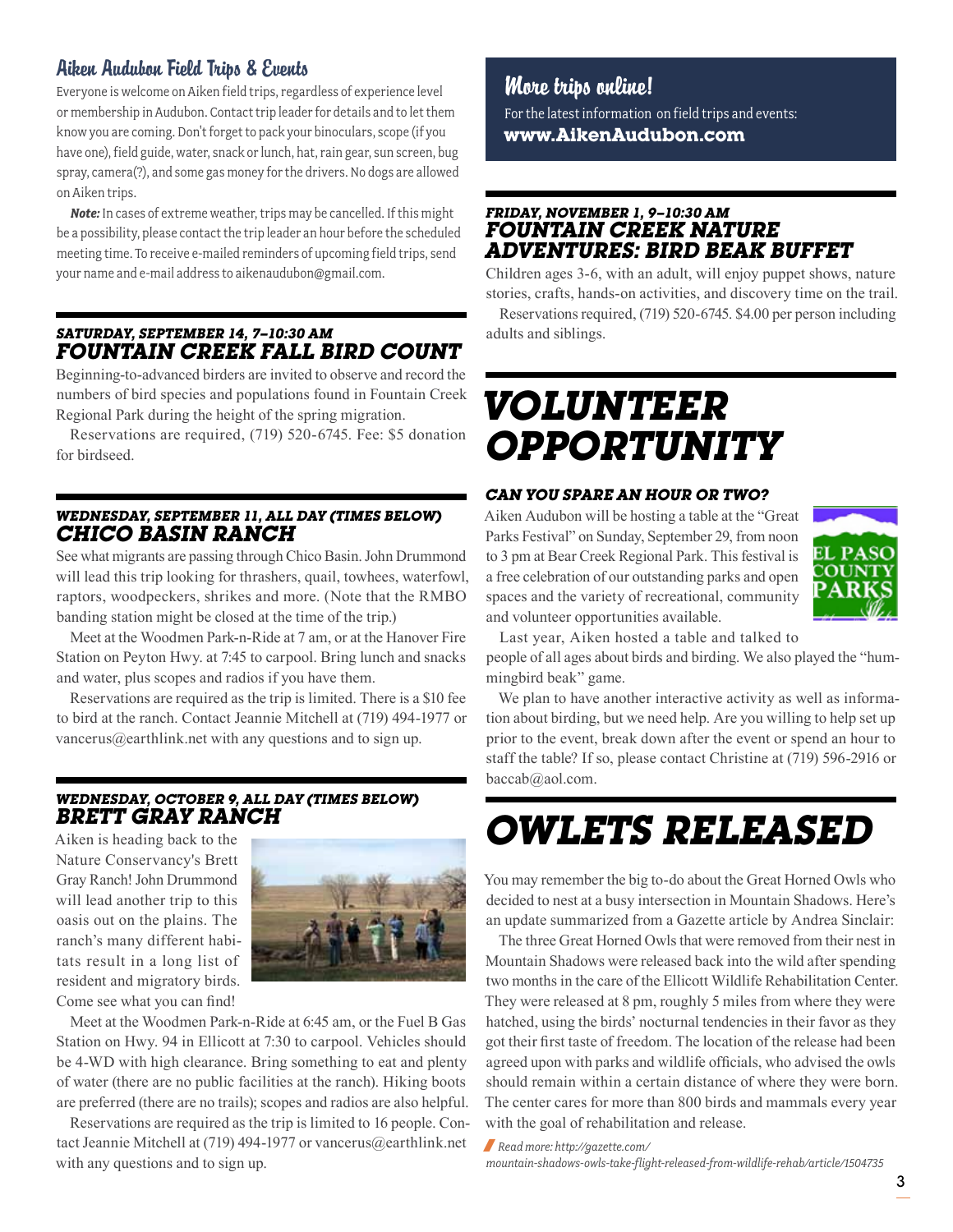## Aiken Audubon Field Trips & Events

Everyone is welcome on Aiken field trips, regardless of experience level or membership in Audubon. Contact trip leader for details and to let them know you are coming. Don't forget to pack your binoculars, scope (if you have one), field guide, water, snack or lunch, hat, rain gear, sun screen, bug spray, camera(?), and some gas money for the drivers. No dogs are allowed on Aiken trips.

***Note:*** In cases of extreme weather, trips may be cancelled. If this might be a possibility, please contact the trip leader an hour before the scheduled meeting time. To receive e-mailed reminders of upcoming field trips, send your name and e-mail address to aikenaudubon@gmail.com.

### *SATURDAY, SEPTEMBER 14, 7–10:30 AM*
### *FOUNTAIN CREEK FALL BIRD COUNT*

Beginning-to-advanced birders are invited to observe and record the numbers of bird species and populations found in Fountain Creek Regional Park during the height of the spring migration.

Reservations are required, (719) 520-6745. Fee: $5 donation for birdseed.

### *WEDNESDAY, SEPTEMBER 11, ALL DAY (TIMES BELOW)*
### *CHICO BASIN RANCH*

See what migrants are passing through Chico Basin. John Drummond will lead this trip looking for thrashers, quail, towhees, waterfowl, raptors, woodpeckers, shrikes and more. (Note that the RMBO banding station might be closed at the time of the trip.)

Meet at the Woodmen Park-n-Ride at 7 am, or at the Hanover Fire Station on Peyton Hwy. at 7:45 to carpool. Bring lunch and snacks and water, plus scopes and radios if you have them.

Reservations are required as the trip is limited. There is a $10 fee to bird at the ranch. Contact Jeannie Mitchell at (719) 494-1977 or vancerus@earthlink.net with any questions and to sign up.

### *WEDNESDAY, OCTOBER 9, ALL DAY (TIMES BELOW)*
### *BRETT GRAY RANCH*

Aiken is heading back to the Nature Conservancy's Brett Gray Ranch! John Drummond will lead another trip to this oasis out on the plains. The ranch's many different habitats result in a long list of resident and migratory birds. Come see what you can find!

Meet at the Woodmen Park-n-Ride at 6:45 am, or the Fuel B Gas Station on Hwy. 94 in Ellicott at 7:30 to carpool. Vehicles should be 4-WD with high clearance. Bring something to eat and plenty of water (there are no public facilities at the ranch). Hiking boots are preferred (there are no trails); scopes and radios are also helpful.

Reservations are required as the trip is limited to 16 people. Contact Jeannie Mitchell at (719) 494-1977 or vancerus@earthlink.net with any questions and to sign up.

## More trips online!

For the latest information on field trips and events:
**www.AikenAudubon.com**

### *FRIDAY, NOVEMBER 1, 9–10:30 AM*
### *FOUNTAIN CREEK NATURE ADVENTURES: BIRD BEAK BUFFET*

Children ages 3-6, with an adult, will enjoy puppet shows, nature stories, crafts, hands-on activities, and discovery time on the trail.

Reservations required, (719) 520-6745. $4.00 per person including adults and siblings.

# *VOLUNTEER OPPORTUNITY*

### *CAN YOU SPARE AN HOUR OR TWO?*

Aiken Audubon will be hosting a table at the "Great Parks Festival" on Sunday, September 29, from noon to 3 pm at Bear Creek Regional Park. This festival is a free celebration of our outstanding parks and open spaces and the variety of recreational, community and volunteer opportunities available.

Last year, Aiken hosted a table and talked to people of all ages about birds and birding. We also played the "hummingbird beak" game.

We plan to have another interactive activity as well as information about birding, but we need help. Are you willing to help set up prior to the event, break down after the event or spend an hour to staff the table? If so, please contact Christine at (719) 596-2916 or baccab@aol.com.

# *OWLETS RELEASED*

You may remember the big to-do about the Great Horned Owls who decided to nest at a busy intersection in Mountain Shadows. Here's an update summarized from a Gazette article by Andrea Sinclair:

The three Great Horned Owls that were removed from their nest in Mountain Shadows were released back into the wild after spending two months in the care of the Ellicott Wildlife Rehabilitation Center. They were released at 8 pm, roughly 5 miles from where they were hatched, using the birds' nocturnal tendencies in their favor as they got their first taste of freedom. The location of the release had been agreed upon with parks and wildlife officials, who advised the owls should remain within a certain distance of where they were born. The center cares for more than 800 birds and mammals every year with the goal of rehabilitation and release.

*Read more: http://gazette.com/mountain-shadows-owls-take-flight-released-from-wildlife-rehab/article/1504735*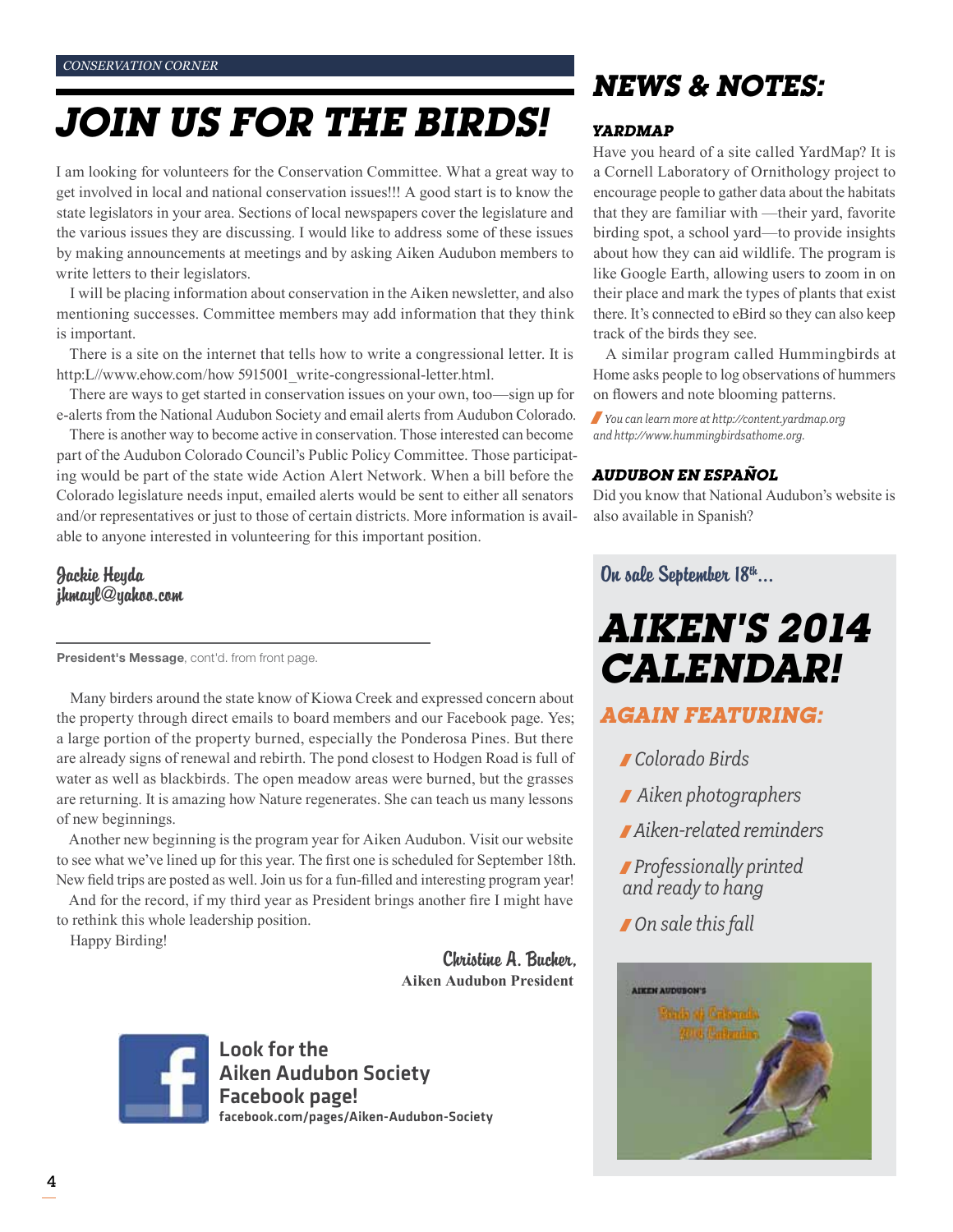*CONSERVATION CORNER*

# JOIN US FOR THE BIRDS!

I am looking for volunteers for the Conservation Committee. What a great way to get involved in local and national conservation issues!!! A good start is to know the state legislators in your area. Sections of local newspapers cover the legislature and the various issues they are discussing. I would like to address some of these issues by making announcements at meetings and by asking Aiken Audubon members to write letters to their legislators.

I will be placing information about conservation in the Aiken newsletter, and also mentioning successes. Committee members may add information that they think is important.

There is a site on the internet that tells how to write a congressional letter. It is http:L//www.ehow.com/how 5915001_write-congressional-letter.html.

There are ways to get started in conservation issues on your own, too—sign up for e-alerts from the National Audubon Society and email alerts from Audubon Colorado.

There is another way to become active in conservation. Those interested can become part of the Audubon Colorado Council's Public Policy Committee. Those participating would be part of the state wide Action Alert Network. When a bill before the Colorado legislature needs input, emailed alerts would be sent to either all senators and/or representatives or just to those of certain districts. More information is available to anyone interested in volunteering for this important position.

*Jackie Heyda*
*jkmayl@yahoo.com*

---

**President's Message**, cont'd. from front page.

Many birders around the state know of Kiowa Creek and expressed concern about the property through direct emails to board members and our Facebook page. Yes; a large portion of the property burned, especially the Ponderosa Pines. But there are already signs of renewal and rebirth. The pond closest to Hodgen Road is full of water as well as blackbirds. The open meadow areas were burned, but the grasses are returning. It is amazing how Nature regenerates. She can teach us many lessons of new beginnings.

Another new beginning is the program year for Aiken Audubon. Visit our website to see what we've lined up for this year. The first one is scheduled for September 18th. New field trips are posted as well. Join us for a fun-filled and interesting program year!

And for the record, if my third year as President brings another fire I might have to rethink this whole leadership position.

Happy Birding!

*Christine A. Bucher,*
**Aiken Audubon President**

Look for the Aiken Audubon Society Facebook page!
facebook.com/pages/Aiken-Audubon-Society

# NEWS & NOTES:

### YARDMAP

Have you heard of a site called YardMap? It is a Cornell Laboratory of Ornithology project to encourage people to gather data about the habitats that they are familiar with —their yard, favorite birding spot, a school yard—to provide insights about how they can aid wildlife. The program is like Google Earth, allowing users to zoom in on their place and mark the types of plants that exist there. It's connected to eBird so they can also keep track of the birds they see.

A similar program called Hummingbirds at Home asks people to log observations of hummers on flowers and note blooming patterns.

*You can learn more at http://content.yardmap.org and http://www.hummingbirdsathome.org.*

### AUDUBON EN ESPAÑOL

Did you know that National Audubon's website is also available in Spanish?

*On sale September 18th...*

## AIKEN'S 2014 CALENDAR!

### AGAIN FEATURING:

- *Colorado Birds*
- *Aiken photographers*
- *Aiken-related reminders*
- *Professionally printed and ready to hang*
- *On sale this fall*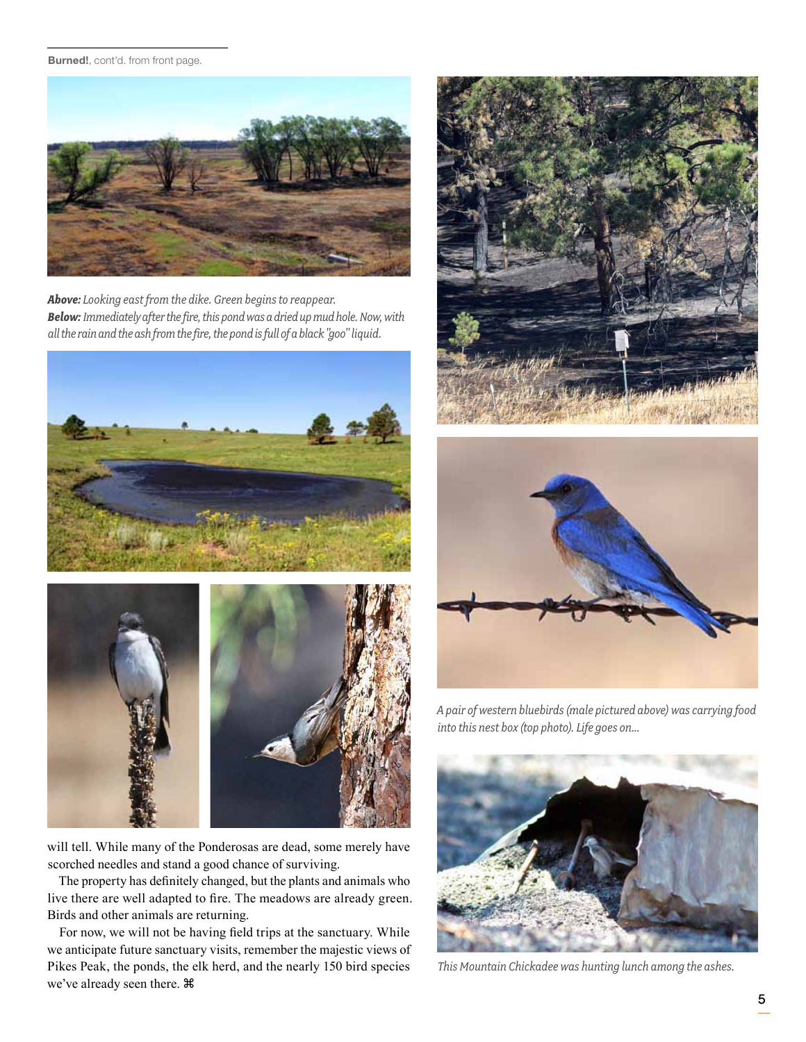**Burned!**, cont'd. from front page.

***Above:*** *Looking east from the dike. Green begins to reappear.*
***Below:*** *Immediately after the fire, this pond was a dried up mud hole. Now, with all the rain and the ash from the fire, the pond is full of a black "goo" liquid.*

will tell. While many of the Ponderosas are dead, some merely have scorched needles and stand a good chance of surviving.

The property has definitely changed, but the plants and animals who live there are well adapted to fire. The meadows are already green. Birds and other animals are returning.

For now, we will not be having field trips at the sanctuary. While we anticipate future sanctuary visits, remember the majestic views of Pikes Peak, the ponds, the elk herd, and the nearly 150 bird species we've already seen there. ⌘

*A pair of western bluebirds (male pictured above) was carrying food into this nest box (top photo). Life goes on...*

*This Mountain Chickadee was hunting lunch among the ashes.*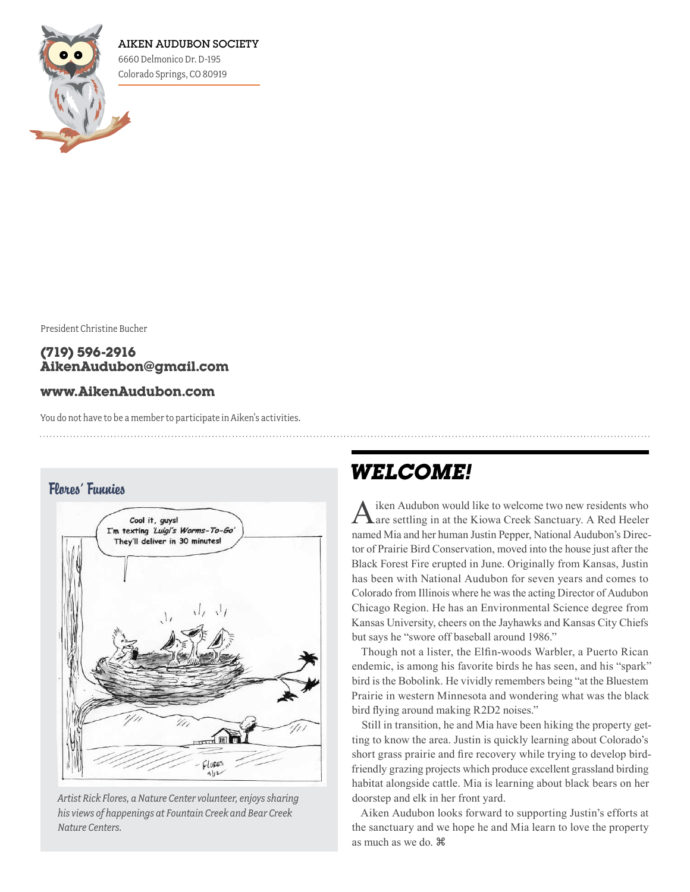AIKEN AUDUBON SOCIETY

6660 Delmonico Dr. D-195

Colorado Springs, CO 80919

President Christine Bucher

**(719) 596-2916**
**AikenAudubon@gmail.com**

**www.AikenAudubon.com**

You do not have to be a member to participate in Aiken's activities.

## Flores' Funnies

*Artist Rick Flores, a Nature Center volunteer, enjoys sharing his views of happenings at Fountain Creek and Bear Creek Nature Centers.*

# *WELCOME!*

Aiken Audubon would like to welcome two new residents who are settling in at the Kiowa Creek Sanctuary. A Red Heeler named Mia and her human Justin Pepper, National Audubon's Director of Prairie Bird Conservation, moved into the house just after the Black Forest Fire erupted in June. Originally from Kansas, Justin has been with National Audubon for seven years and comes to Colorado from Illinois where he was the acting Director of Audubon Chicago Region. He has an Environmental Science degree from Kansas University, cheers on the Jayhawks and Kansas City Chiefs but says he "swore off baseball around 1986."

Though not a lister, the Elfin-woods Warbler, a Puerto Rican endemic, is among his favorite birds he has seen, and his "spark" bird is the Bobolink. He vividly remembers being "at the Bluestem Prairie in western Minnesota and wondering what was the black bird flying around making R2D2 noises."

Still in transition, he and Mia have been hiking the property getting to know the area. Justin is quickly learning about Colorado's short grass prairie and fire recovery while trying to develop bird-friendly grazing projects which produce excellent grassland birding habitat alongside cattle. Mia is learning about black bears on her doorstep and elk in her front yard.

Aiken Audubon looks forward to supporting Justin's efforts at the sanctuary and we hope he and Mia learn to love the property as much as we do. ⌘